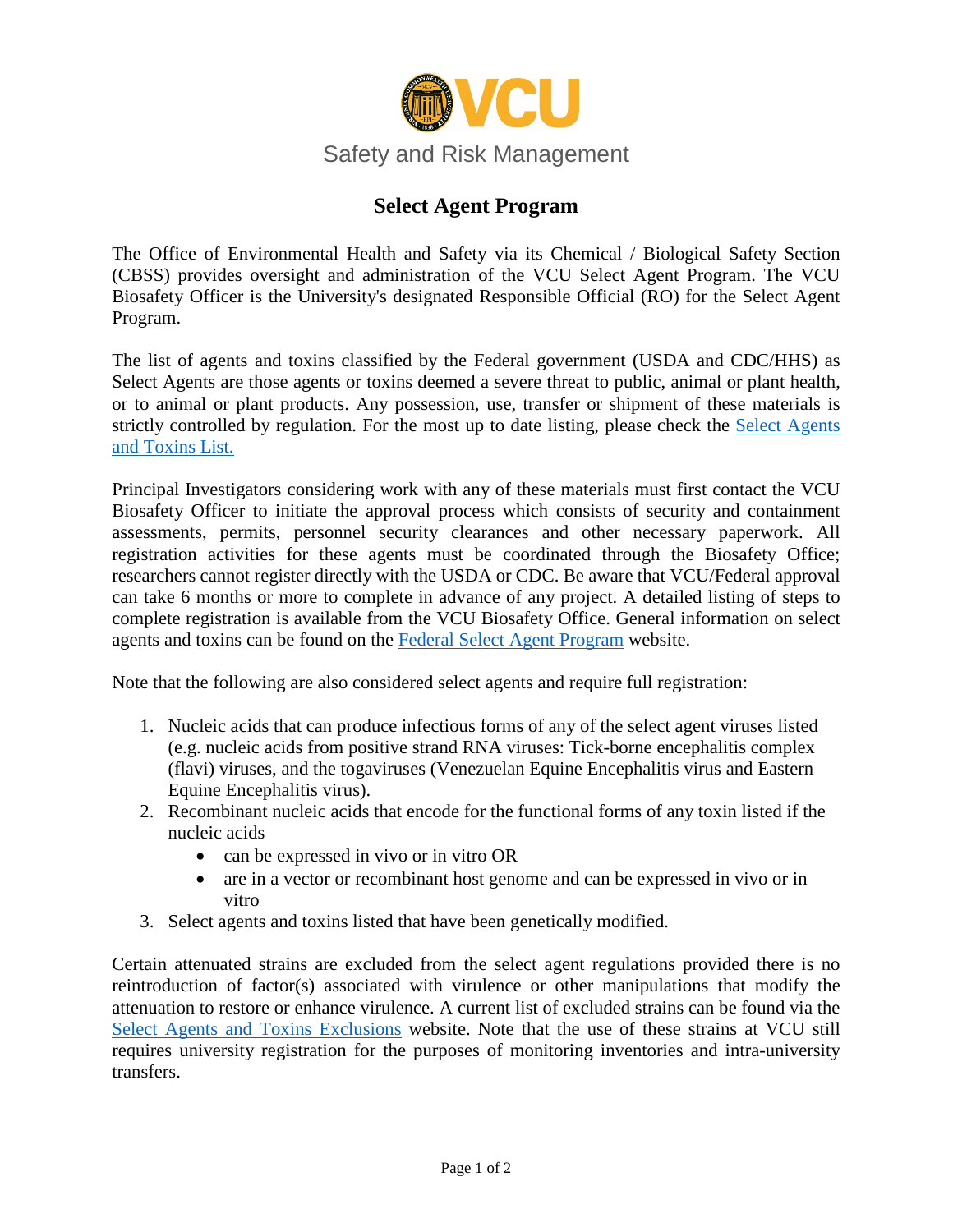Safety and Risk Management

# Select Agent Program

The Office of Environmental Health and Safety via its Chemical / Biological Safety Section (CBSS) provides oversight and administration of the VCU Select Agent Program. The VCU Biosafety Officer is the University's designated Responsible Official (RO) for the Select Agent Program.

The list of agents and toxins classified by the Federal government (USDA and CDC/HHS) as Select Agents are those agents or toxins deemed a severe threat to public, animal or plant health, or to animal or plant products. Any possession, use, transfer or shipment of these materials is strictly controlled by regulation. For the most up to date listing, please check the Select Agents and Toxins List.

Principal Investigators considering work with any of these materials must first contact the VCU Biosafety Officer to initiate the approval process which consists of security and containment assessments, permits, personnel security clearances and other necessary paperwork. All registration activities for these agents must be coordinated through the Biosafety Office; researchers cannot register directly with the USDA or CDC. Be aware that VCU/Federal approval can take 6 months or more to complete in advance of any project. A detailed listing of steps to complete registration is available from the VCU Biosafety Office. General information on select agents and toxins can be found on the Federal Select Agent Program website.

Note that the following are also considered select agents and require full registration:

1. Nucleic acids that can produce infectious forms of any of the select agent viruses listed (e.g. nucleic acids from positive strand RNA viruses: Tick-borne encephalitis complex (flavi) viruses, and the togaviruses (Venezuelan Equine Encephalitis virus and Eastern Equine Encephalitis virus).
2. Recombinant nucleic acids that encode for the functional forms of any toxin listed if the nucleic acids
   - can be expressed in vivo or in vitro OR
   - are in a vector or recombinant host genome and can be expressed in vivo or in vitro
3. Select agents and toxins listed that have been genetically modified.

Certain attenuated strains are excluded from the select agent regulations provided there is no reintroduction of factor(s) associated with virulence or other manipulations that modify the attenuation to restore or enhance virulence. A current list of excluded strains can be found via the Select Agents and Toxins Exclusions website. Note that the use of these strains at VCU still requires university registration for the purposes of monitoring inventories and intra-university transfers.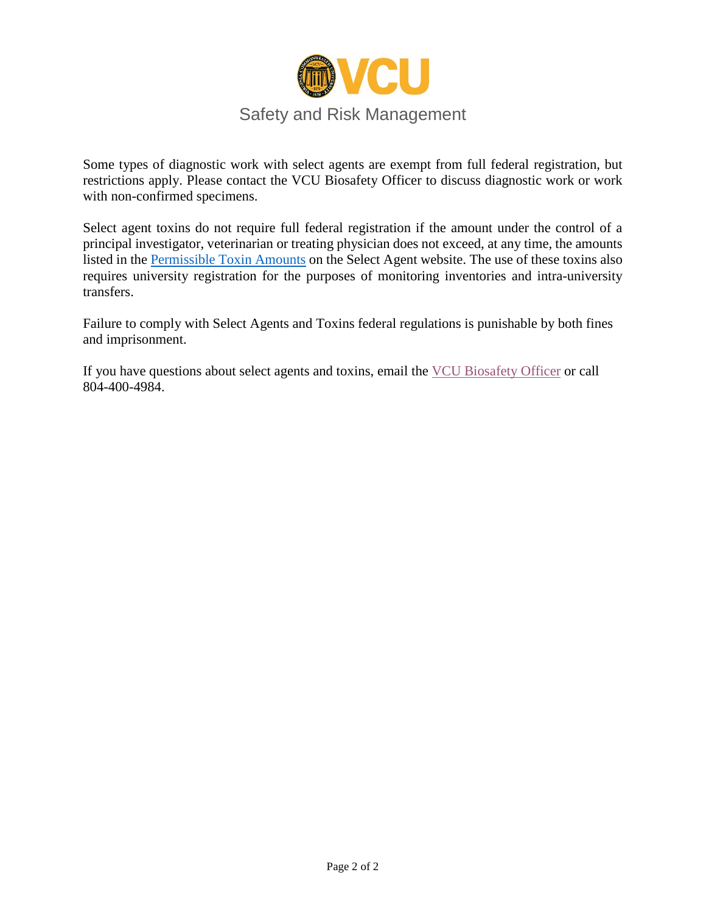Some types of diagnostic work with select agents are exempt from full federal registration, but restrictions apply. Please contact the VCU Biosafety Officer to discuss diagnostic work or work with non-confirmed specimens.

Select agent toxins do not require full federal registration if the amount under the control of a principal investigator, veterinarian or treating physician does not exceed, at any time, the amounts listed in the Permissible Toxin Amounts on the Select Agent website. The use of these toxins also requires university registration for the purposes of monitoring inventories and intra-university transfers.

Failure to comply with Select Agents and Toxins federal regulations is punishable by both fines and imprisonment.

If you have questions about select agents and toxins, email the VCU Biosafety Officer or call 804-400-4984.